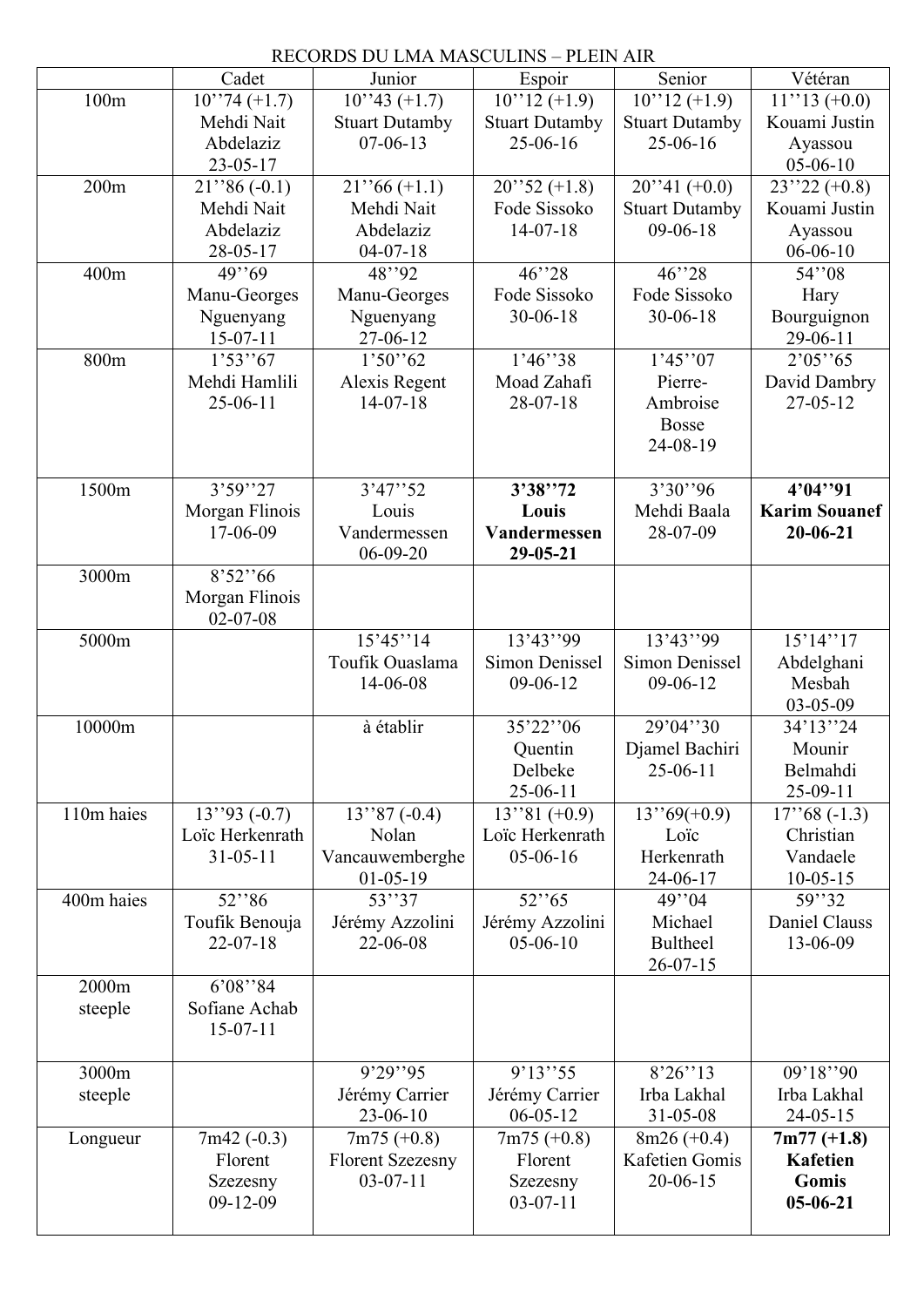RECORDS DU LMA MASCULINS – PLEIN AIR

| | Cadet | Junior | Espoir | Senior | Vétéran |
|---|---|---|---|---|---|
| 100m | 10''74 (+1.7) Mehdi Nait Abdelaziz 23-05-17 | 10''43 (+1.7) Stuart Dutamby 07-06-13 | 10''12 (+1.9) Stuart Dutamby 25-06-16 | 10''12 (+1.9) Stuart Dutamby 25-06-16 | 11''13 (+0.0) Kouami Justin Ayassou 05-06-10 |
| 200m | 21''86 (-0.1) Mehdi Nait Abdelaziz 28-05-17 | 21''66 (+1.1) Mehdi Nait Abdelaziz 04-07-18 | 20''52 (+1.8) Fode Sissoko 14-07-18 | 20''41 (+0.0) Stuart Dutamby 09-06-18 | 23''22 (+0.8) Kouami Justin Ayassou 06-06-10 |
| 400m | 49''69 Manu-Georges Nguenyang 15-07-11 | 48''92 Manu-Georges Nguenyang 27-06-12 | 46''28 Fode Sissoko 30-06-18 | 46''28 Fode Sissoko 30-06-18 | 54''08 Hary Bourguignon 29-06-11 |
| 800m | 1'53''67 Mehdi Hamlili 25-06-11 | 1'50''62 Alexis Regent 14-07-18 | 1'46''38 Moad Zahafi 28-07-18 | 1'45''07 Pierre-Ambroise Bosse 24-08-19 | 2'05''65 David Dambry 27-05-12 |
| 1500m | 3'59''27 Morgan Flinois 17-06-09 | 3'47''52 Louis Vandermessen 06-09-20 | **3'38''72 Louis Vandermessen 29-05-21** | 3'30''96 Mehdi Baala 28-07-09 | **4'04''91 Karim Souanef 20-06-21** |
| 3000m | 8'52''66 Morgan Flinois 02-07-08 | | | | |
| 5000m | | 15'45''14 Toufik Ouaslama 14-06-08 | 13'43''99 Simon Denissel 09-06-12 | 13'43''99 Simon Denissel 09-06-12 | 15'14''17 Abdelghani Mesbah 03-05-09 |
| 10000m | | à établir | 35'22''06 Quentin Delbeke 25-06-11 | 29'04''30 Djamel Bachiri 25-06-11 | 34'13''24 Mounir Belmahdi 25-09-11 |
| 110m haies | 13''93 (-0.7) Loïc Herkenrath 31-05-11 | 13''87 (-0.4) Nolan Vancauwemberghe 01-05-19 | 13''81 (+0.9) Loïc Herkenrath 05-06-16 | 13''69(+0.9) Loïc Herkenrath 24-06-17 | 17''68 (-1.3) Christian Vandaele 10-05-15 |
| 400m haies | 52''86 Toufik Benouja 22-07-18 | 53''37 Jérémy Azzolini 22-06-08 | 52''65 Jérémy Azzolini 05-06-10 | 49''04 Michael Bultheel 26-07-15 | 59''32 Daniel Clauss 13-06-09 |
| 2000m steeple | 6'08''84 Sofiane Achab 15-07-11 | | | | |
| 3000m steeple | | 9'29''95 Jérémy Carrier 23-06-10 | 9'13''55 Jérémy Carrier 06-05-12 | 8'26''13 Irba Lakhal 31-05-08 | 09'18''90 Irba Lakhal 24-05-15 |
| Longueur | 7m42 (-0.3) Florent Szezesny 09-12-09 | 7m75 (+0.8) Florent Szezesny 03-07-11 | 7m75 (+0.8) Florent Szezesny 03-07-11 | 8m26 (+0.4) Kafetien Gomis 20-06-15 | **7m77 (+1.8) Kafetien Gomis 05-06-21** |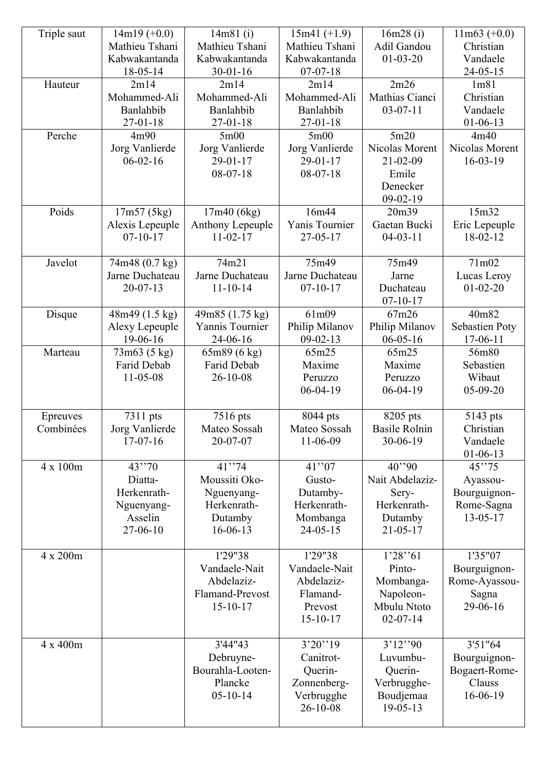| Triple saut | 14m19 (+0.0) Mathieu Tshani Kabwakantanda 18-05-14 | 14m81 (i) Mathieu Tshani Kabwakantanda 30-01-16 | 15m41 (+1.9) Mathieu Tshani Kabwakantanda 07-07-18 | 16m28 (i) Adil Gandou 01-03-20 | 11m63 (+0.0) Christian Vandaele 24-05-15 |
|---|---|---|---|---|---|
| Hauteur | 2m14 Mohammed-Ali Banlahbib 27-01-18 | 2m14 Mohammed-Ali Banlahbib 27-01-18 | 2m14 Mohammed-Ali Banlahbib 27-01-18 | 2m26 Mathias Cianci 03-07-11 | 1m81 Christian Vandaele 01-06-13 |
| Perche | 4m90 Jorg Vanlierde 06-02-16 | 5m00 Jorg Vanlierde 29-01-17 08-07-18 | 5m00 Jorg Vanlierde 29-01-17 08-07-18 | 5m20 Nicolas Morent 21-02-09 Emile Denecker 09-02-19 | 4m40 Nicolas Morent 16-03-19 |
| Poids | 17m57 (5kg) Alexis Lepeuple 07-10-17 | 17m40 (6kg) Anthony Lepeuple 11-02-17 | 16m44 Yanis Tournier 27-05-17 | 20m39 Gaetan Bucki 04-03-11 | 15m32 Eric Lepeuple 18-02-12 |
| Javelot | 74m48 (0.7 kg) Jarne Duchateau 20-07-13 | 74m21 Jarne Duchateau 11-10-14 | 75m49 Jarne Duchateau 07-10-17 | 75m49 Jarne Duchateau 07-10-17 | 71m02 Lucas Leroy 01-02-20 |
| Disque | 48m49 (1.5 kg) Alexy Lepeuple 19-06-16 | 49m85 (1.75 kg) Yannis Tournier 24-06-16 | 61m09 Philip Milanov 09-02-13 | 67m26 Philip Milanov 06-05-16 | 40m82 Sebastien Poty 17-06-11 |
| Marteau | 73m63 (5 kg) Farid Debab 11-05-08 | 65m89 (6 kg) Farid Debab 26-10-08 | 65m25 Maxime Peruzzo 06-04-19 | 65m25 Maxime Peruzzo 06-04-19 | 56m80 Sebastien Wibaut 05-09-20 |
| Epreuves Combinées | 7311 pts Jorg Vanlierde 17-07-16 | 7516 pts Mateo Sossah 20-07-07 | 8044 pts Mateo Sossah 11-06-09 | 8205 pts Basile Rolnin 30-06-19 | 5143 pts Christian Vandaele 01-06-13 |
| 4 x 100m | 43''70 Diatta-Herkenrath-Nguenyang-Asselin 27-06-10 | 41''74 Moussiti Oko-Nguenyang-Herkenrath-Dutamby 16-06-13 | 41''07 Gusto-Dutamby-Herkenrath-Mombanga 24-05-15 | 40''90 Nait Abdelaziz-Sery-Herkenrath-Dutamby 21-05-17 | 45''75 Ayassou-Bourguignon-Rome-Sagna 13-05-17 |
| 4 x 200m | | 1'29"38 Vandaele-Nait Abdelaziz-Flamand-Prevost 15-10-17 | 1'29"38 Vandaele-Nait Abdelaziz-Flamand-Prevost 15-10-17 | 1'28''61 Pinto-Mombanga-Napoleon-Mbulu Ntoto 02-07-14 | 1'35"07 Bourguignon-Rome-Ayassou-Sagna 29-06-16 |
| 4 x 400m | | 3'44"43 Debruyne-Bourahla-Looten-Plancke 05-10-14 | 3'20''19 Canitrot-Querin-Zonnenberg-Verbrugghe 26-10-08 | 3'12''90 Luvumbu-Querin-Verbrugghe-Boudjemaa 19-05-13 | 3'51"64 Bourguignon-Bogaert-Rome-Clauss 16-06-19 |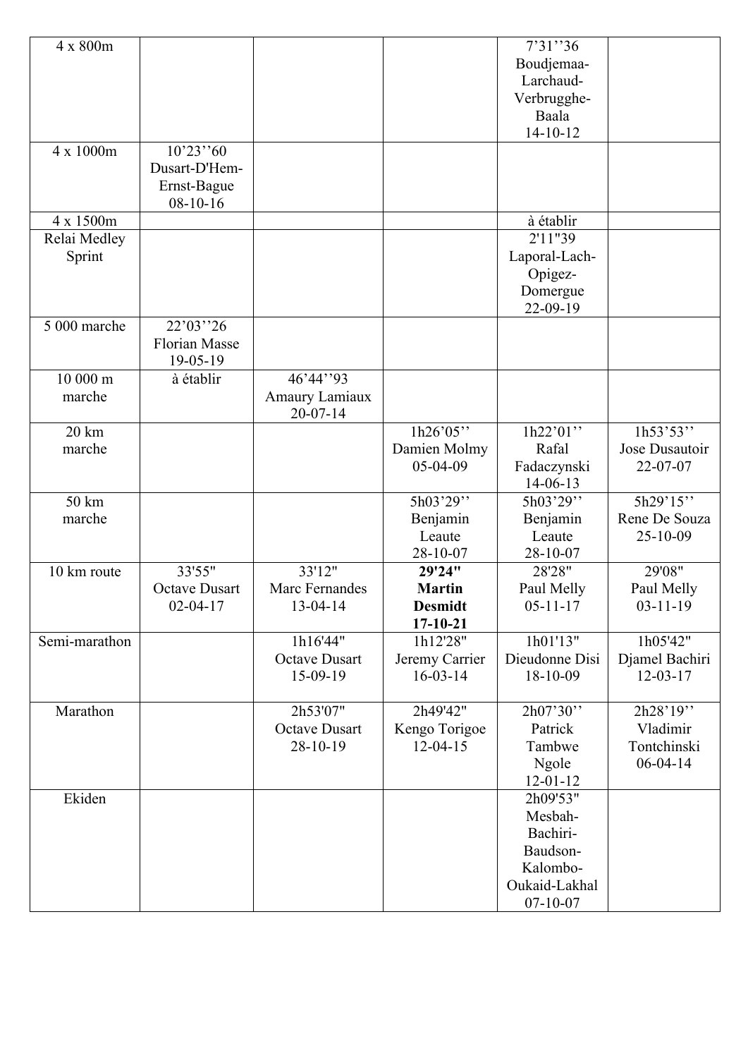| | | | | | |
|---|---|---|---|---|---|
| 4 x 800m | | | | 7’31’’36 Boudjemaa-Larchaud-Verbrugghe-Baala 14-10-12 | |
| 4 x 1000m | 10’23’’60 Dusart-D'Hem-Ernst-Bague 08-10-16 | | | | |
| 4 x 1500m | | | | à établir | |
| Relai Medley Sprint | | | | 2'11"39 Laporal-Lach-Opigez-Domergue 22-09-19 | |
| 5 000 marche | 22’03’’26 Florian Masse 19-05-19 | | | | |
| 10 000 m marche | à établir | 46’44’’93 Amaury Lamiaux 20-07-14 | | | |
| 20 km marche | | | 1h26’05’’ Damien Molmy 05-04-09 | 1h22’01’’ Rafal Fadaczynski 14-06-13 | 1h53’53’’ Jose Dusautoir 22-07-07 |
| 50 km marche | | | 5h03’29’’ Benjamin Leaute 28-10-07 | 5h03’29’’ Benjamin Leaute 28-10-07 | 5h29’15’’ Rene De Souza 25-10-09 |
| 10 km route | 33'55" Octave Dusart 02-04-17 | 33'12" Marc Fernandes 13-04-14 | **29'24" Martin Desmidt 17-10-21** | 28'28" Paul Melly 05-11-17 | 29'08" Paul Melly 03-11-19 |
| Semi-marathon | | 1h16'44" Octave Dusart 15-09-19 | 1h12'28" Jeremy Carrier 16-03-14 | 1h01'13" Dieudonne Disi 18-10-09 | 1h05'42" Djamel Bachiri 12-03-17 |
| Marathon | | 2h53'07" Octave Dusart 28-10-19 | 2h49'42" Kengo Torigoe 12-04-15 | 2h07’30’’ Patrick Tambwe Ngole 12-01-12 | 2h28’19’’ Vladimir Tontchinski 06-04-14 |
| Ekiden | | | | 2h09'53" Mesbah-Bachiri-Baudson-Kalombo-Oukaid-Lakhal 07-10-07 | |